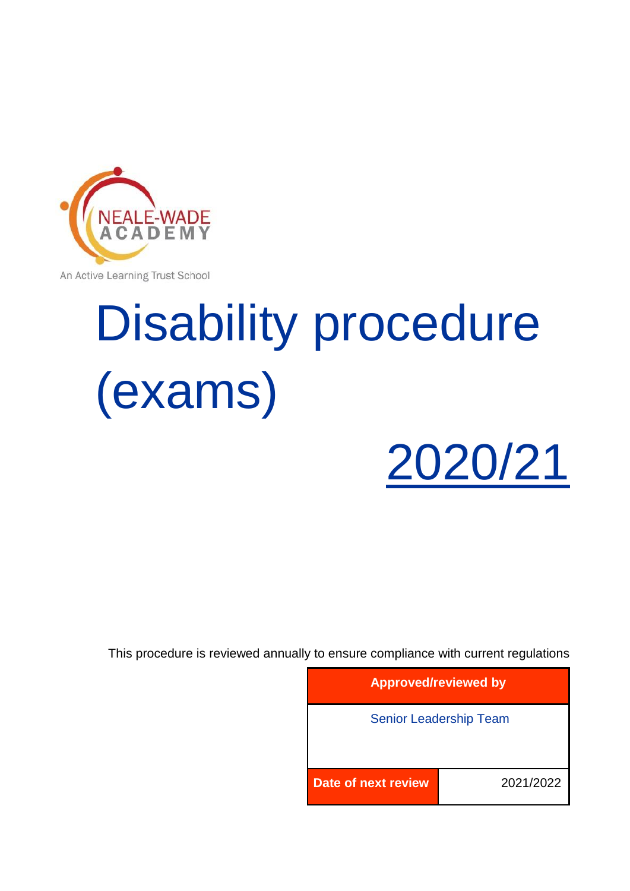NEALE-WADE ACADEMY

An Active Learning Trust School

# Disability procedure (exams)

# 2020/21

This procedure is reviewed annually to ensure compliance with current regulations

| Approved/reviewed by | |
|---|---|
| Senior Leadership Team | |
| Date of next review | 2021/2022 |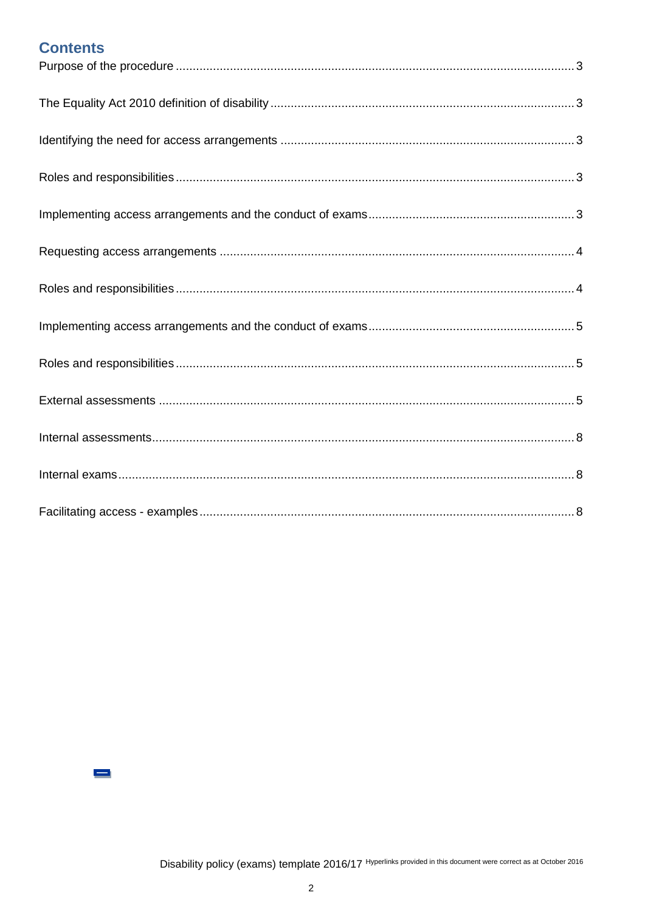## Contents

Purpose of the procedure ..................................................................................................................... 3

The Equality Act 2010 definition of disability ......................................................................................... 3

Identifying the need for access arrangements ...................................................................................... 3

Roles and responsibilities ..................................................................................................................... 3

Implementing access arrangements and the conduct of exams ............................................................ 3

Requesting access arrangements ........................................................................................................ 4

Roles and responsibilities ..................................................................................................................... 4

Implementing access arrangements and the conduct of exams ............................................................ 5

Roles and responsibilities ..................................................................................................................... 5

External assessments .......................................................................................................................... 5

Internal assessments ............................................................................................................................ 8

Internal exams ...................................................................................................................................... 8

Facilitating access - examples .............................................................................................................. 8

Disability policy (exams) template 2016/17 Hyperlinks provided in this document were correct as at October 2016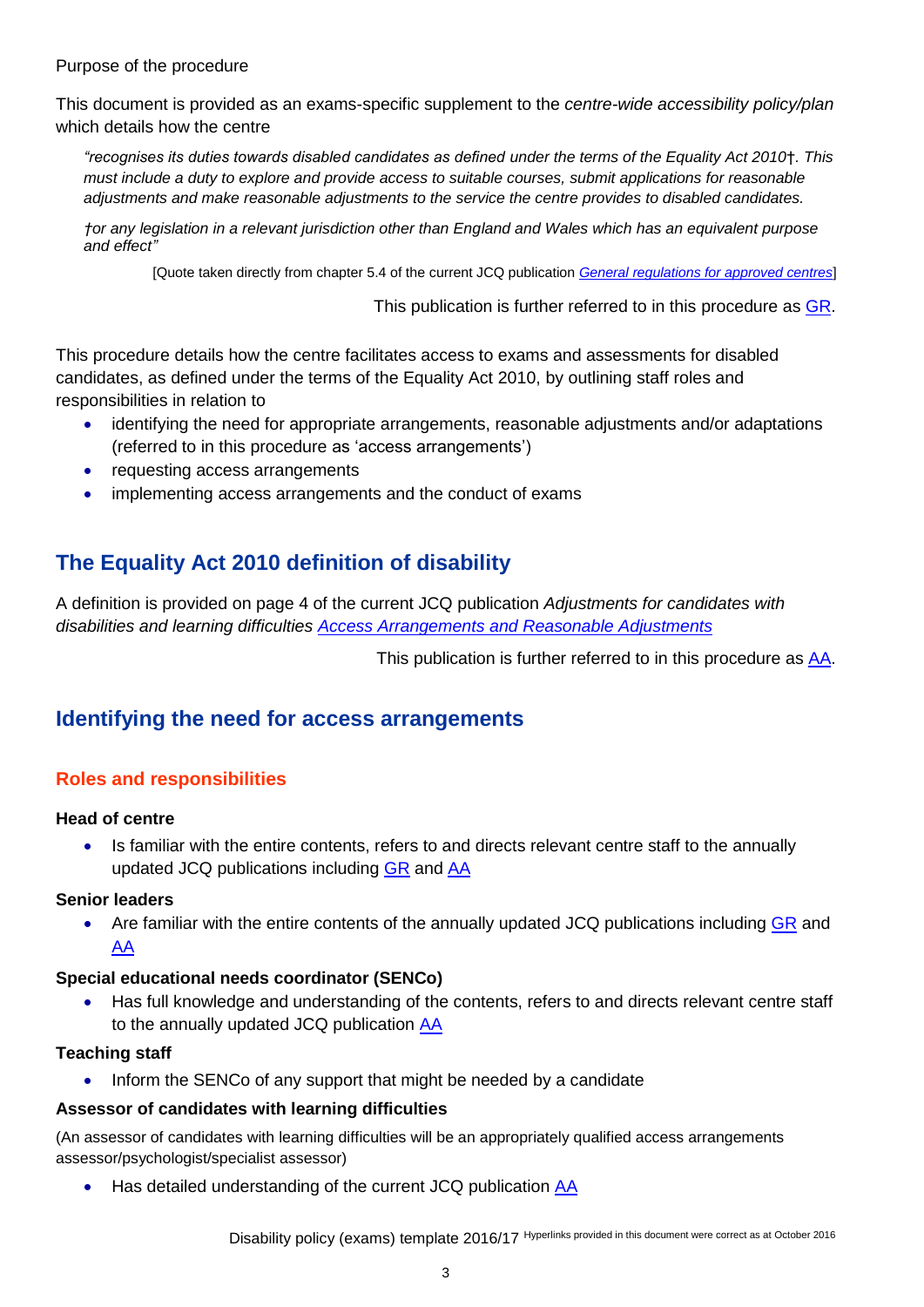Purpose of the procedure

This document is provided as an exams-specific supplement to the *centre-wide accessibility policy/plan* which details how the centre

> *"recognises its duties towards disabled candidates as defined under the terms of the Equality Act 2010*†*. This must include a duty to explore and provide access to suitable courses, submit applications for reasonable adjustments and make reasonable adjustments to the service the centre provides to disabled candidates.*
>
> *†or any legislation in a relevant jurisdiction other than England and Wales which has an equivalent purpose and effect"*
>
> [Quote taken directly from chapter 5.4 of the current JCQ publication *General regulations for approved centres*]

This publication is further referred to in this procedure as GR.

This procedure details how the centre facilitates access to exams and assessments for disabled candidates, as defined under the terms of the Equality Act 2010, by outlining staff roles and responsibilities in relation to

- identifying the need for appropriate arrangements, reasonable adjustments and/or adaptations (referred to in this procedure as 'access arrangements')
- requesting access arrangements
- implementing access arrangements and the conduct of exams

## The Equality Act 2010 definition of disability

A definition is provided on page 4 of the current JCQ publication *Adjustments for candidates with disabilities and learning difficulties Access Arrangements and Reasonable Adjustments*

This publication is further referred to in this procedure as AA.

## Identifying the need for access arrangements

### Roles and responsibilities

**Head of centre**

- Is familiar with the entire contents, refers to and directs relevant centre staff to the annually updated JCQ publications including GR and AA

**Senior leaders**

- Are familiar with the entire contents of the annually updated JCQ publications including GR and AA

**Special educational needs coordinator (SENCo)**

- Has full knowledge and understanding of the contents, refers to and directs relevant centre staff to the annually updated JCQ publication AA

**Teaching staff**

- Inform the SENCo of any support that might be needed by a candidate

**Assessor of candidates with learning difficulties**

(An assessor of candidates with learning difficulties will be an appropriately qualified access arrangements assessor/psychologist/specialist assessor)

- Has detailed understanding of the current JCQ publication AA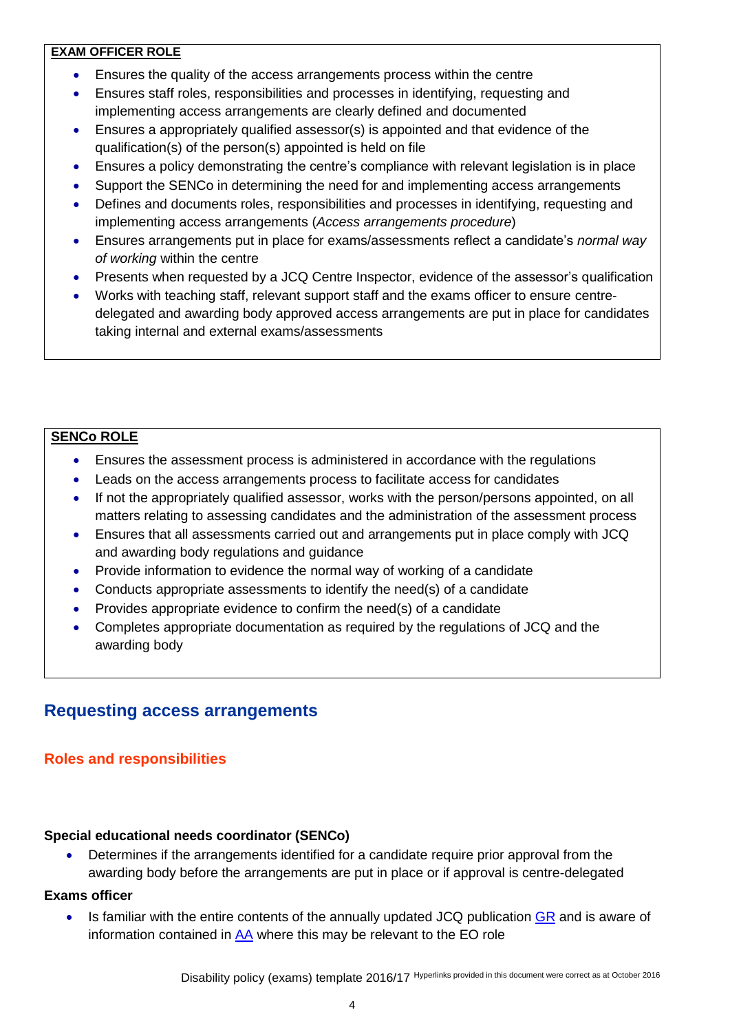**EXAM OFFICER ROLE**

- Ensures the quality of the access arrangements process within the centre
- Ensures staff roles, responsibilities and processes in identifying, requesting and implementing access arrangements are clearly defined and documented
- Ensures a appropriately qualified assessor(s) is appointed and that evidence of the qualification(s) of the person(s) appointed is held on file
- Ensures a policy demonstrating the centre's compliance with relevant legislation is in place
- Support the SENCo in determining the need for and implementing access arrangements
- Defines and documents roles, responsibilities and processes in identifying, requesting and implementing access arrangements (*Access arrangements procedure*)
- Ensures arrangements put in place for exams/assessments reflect a candidate's *normal way of working* within the centre
- Presents when requested by a JCQ Centre Inspector, evidence of the assessor's qualification
- Works with teaching staff, relevant support staff and the exams officer to ensure centre-delegated and awarding body approved access arrangements are put in place for candidates taking internal and external exams/assessments

**SENCo ROLE**

- Ensures the assessment process is administered in accordance with the regulations
- Leads on the access arrangements process to facilitate access for candidates
- If not the appropriately qualified assessor, works with the person/persons appointed, on all matters relating to assessing candidates and the administration of the assessment process
- Ensures that all assessments carried out and arrangements put in place comply with JCQ and awarding body regulations and guidance
- Provide information to evidence the normal way of working of a candidate
- Conducts appropriate assessments to identify the need(s) of a candidate
- Provides appropriate evidence to confirm the need(s) of a candidate
- Completes appropriate documentation as required by the regulations of JCQ and the awarding body

## Requesting access arrangements

### Roles and responsibilities

**Special educational needs coordinator (SENCo)**

- Determines if the arrangements identified for a candidate require prior approval from the awarding body before the arrangements are put in place or if approval is centre-delegated

**Exams officer**

- Is familiar with the entire contents of the annually updated JCQ publication GR and is aware of information contained in AA where this may be relevant to the EO role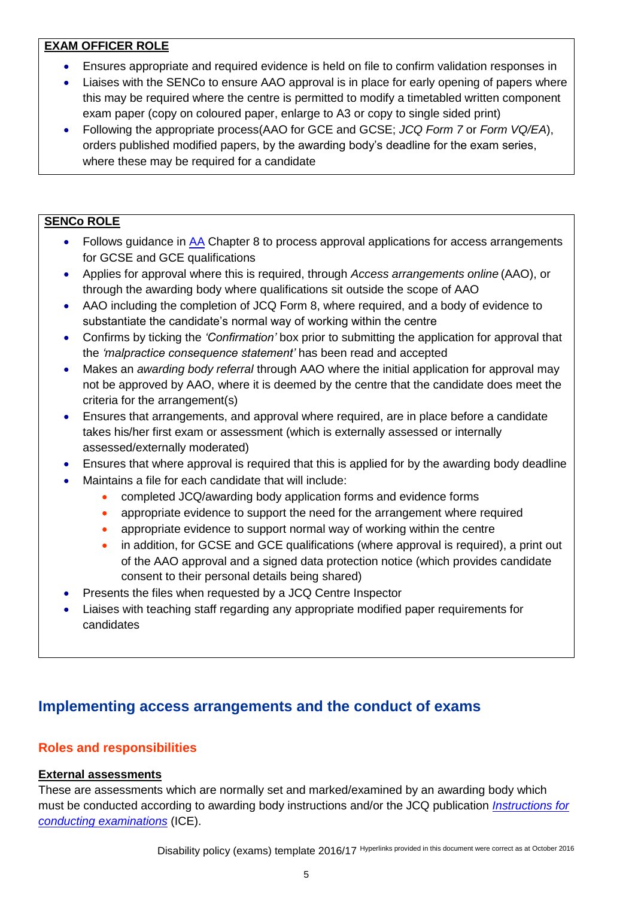**EXAM OFFICER ROLE**

- Ensures appropriate and required evidence is held on file to confirm validation responses in
- Liaises with the SENCo to ensure AAO approval is in place for early opening of papers where this may be required where the centre is permitted to modify a timetabled written component exam paper (copy on coloured paper, enlarge to A3 or copy to single sided print)
- Following the appropriate process(AAO for GCE and GCSE; *JCQ Form 7* or *Form VQ/EA*), orders published modified papers, by the awarding body's deadline for the exam series, where these may be required for a candidate

**SENCo ROLE**

- Follows guidance in [AA] Chapter 8 to process approval applications for access arrangements for GCSE and GCE qualifications
- Applies for approval where this is required, through *Access arrangements online* (AAO), or through the awarding body where qualifications sit outside the scope of AAO
- AAO including the completion of JCQ Form 8, where required, and a body of evidence to substantiate the candidate's normal way of working within the centre
- Confirms by ticking the *'Confirmation'* box prior to submitting the application for approval that the *'malpractice consequence statement'* has been read and accepted
- Makes an *awarding body referral* through AAO where the initial application for approval may not be approved by AAO, where it is deemed by the centre that the candidate does meet the criteria for the arrangement(s)
- Ensures that arrangements, and approval where required, are in place before a candidate takes his/her first exam or assessment (which is externally assessed or internally assessed/externally moderated)
- Ensures that where approval is required that this is applied for by the awarding body deadline
- Maintains a file for each candidate that will include:
  - completed JCQ/awarding body application forms and evidence forms
  - appropriate evidence to support the need for the arrangement where required
  - appropriate evidence to support normal way of working within the centre
  - in addition, for GCSE and GCE qualifications (where approval is required), a print out of the AAO approval and a signed data protection notice (which provides candidate consent to their personal details being shared)
- Presents the files when requested by a JCQ Centre Inspector
- Liaises with teaching staff regarding any appropriate modified paper requirements for candidates

## Implementing access arrangements and the conduct of exams

### Roles and responsibilities

**External assessments**

These are assessments which are normally set and marked/examined by an awarding body which must be conducted according to awarding body instructions and/or the JCQ publication *Instructions for conducting examinations* (ICE).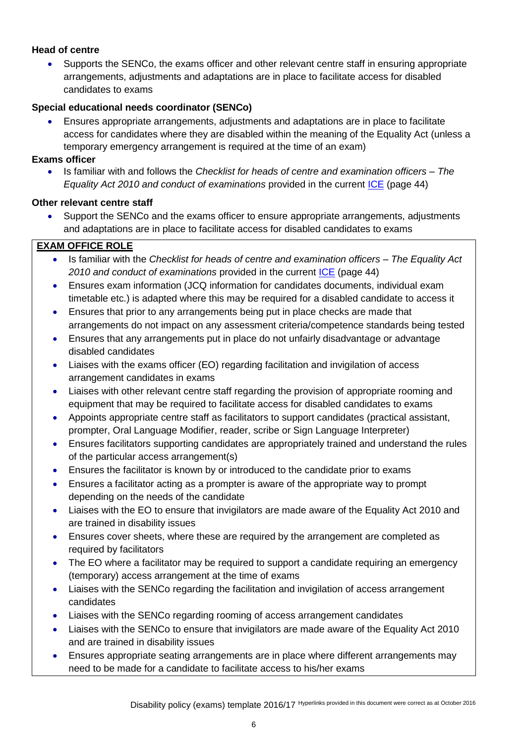**Head of centre**

- Supports the SENCo, the exams officer and other relevant centre staff in ensuring appropriate arrangements, adjustments and adaptations are in place to facilitate access for disabled candidates to exams

**Special educational needs coordinator (SENCo)**

- Ensures appropriate arrangements, adjustments and adaptations are in place to facilitate access for candidates where they are disabled within the meaning of the Equality Act (unless a temporary emergency arrangement is required at the time of an exam)

**Exams officer**

- Is familiar with and follows the *Checklist for heads of centre and examination officers – The Equality Act 2010 and conduct of examinations* provided in the current ICE (page 44)

**Other relevant centre staff**

- Support the SENCo and the exams officer to ensure appropriate arrangements, adjustments and adaptations are in place to facilitate access for disabled candidates to exams

**EXAM OFFICE ROLE**

- Is familiar with the *Checklist for heads of centre and examination officers – The Equality Act 2010 and conduct of examinations* provided in the current ICE (page 44)
- Ensures exam information (JCQ information for candidates documents, individual exam timetable etc.) is adapted where this may be required for a disabled candidate to access it
- Ensures that prior to any arrangements being put in place checks are made that arrangements do not impact on any assessment criteria/competence standards being tested
- Ensures that any arrangements put in place do not unfairly disadvantage or advantage disabled candidates
- Liaises with the exams officer (EO) regarding facilitation and invigilation of access arrangement candidates in exams
- Liaises with other relevant centre staff regarding the provision of appropriate rooming and equipment that may be required to facilitate access for disabled candidates to exams
- Appoints appropriate centre staff as facilitators to support candidates (practical assistant, prompter, Oral Language Modifier, reader, scribe or Sign Language Interpreter)
- Ensures facilitators supporting candidates are appropriately trained and understand the rules of the particular access arrangement(s)
- Ensures the facilitator is known by or introduced to the candidate prior to exams
- Ensures a facilitator acting as a prompter is aware of the appropriate way to prompt depending on the needs of the candidate
- Liaises with the EO to ensure that invigilators are made aware of the Equality Act 2010 and are trained in disability issues
- Ensures cover sheets, where these are required by the arrangement are completed as required by facilitators
- The EO where a facilitator may be required to support a candidate requiring an emergency (temporary) access arrangement at the time of exams
- Liaises with the SENCo regarding the facilitation and invigilation of access arrangement candidates
- Liaises with the SENCo regarding rooming of access arrangement candidates
- Liaises with the SENCo to ensure that invigilators are made aware of the Equality Act 2010 and are trained in disability issues
- Ensures appropriate seating arrangements are in place where different arrangements may need to be made for a candidate to facilitate access to his/her exams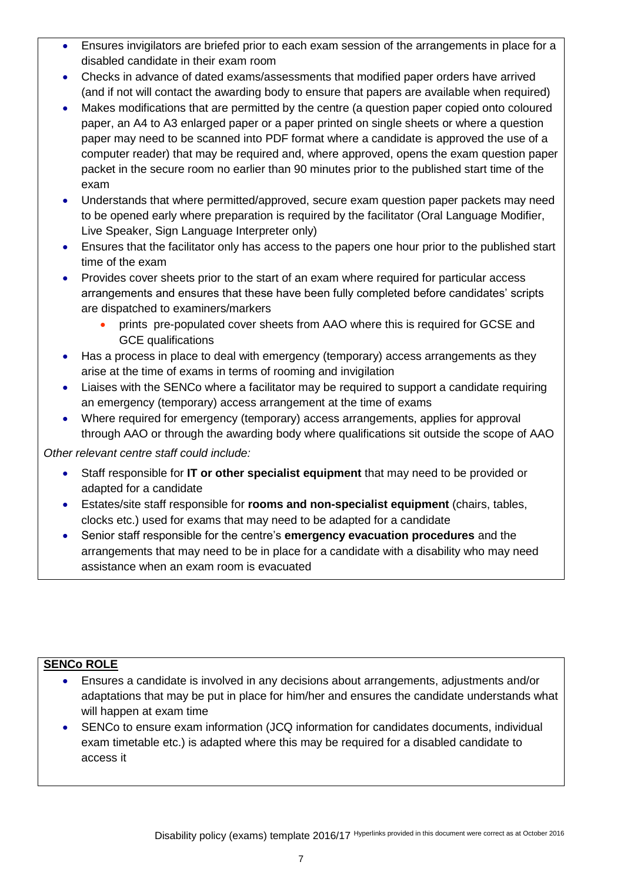- Ensures invigilators are briefed prior to each exam session of the arrangements in place for a disabled candidate in their exam room
- Checks in advance of dated exams/assessments that modified paper orders have arrived (and if not will contact the awarding body to ensure that papers are available when required)
- Makes modifications that are permitted by the centre (a question paper copied onto coloured paper, an A4 to A3 enlarged paper or a paper printed on single sheets or where a question paper may need to be scanned into PDF format where a candidate is approved the use of a computer reader) that may be required and, where approved, opens the exam question paper packet in the secure room no earlier than 90 minutes prior to the published start time of the exam
- Understands that where permitted/approved, secure exam question paper packets may need to be opened early where preparation is required by the facilitator (Oral Language Modifier, Live Speaker, Sign Language Interpreter only)
- Ensures that the facilitator only has access to the papers one hour prior to the published start time of the exam
- Provides cover sheets prior to the start of an exam where required for particular access arrangements and ensures that these have been fully completed before candidates' scripts are dispatched to examiners/markers
  - prints pre-populated cover sheets from AAO where this is required for GCSE and GCE qualifications
- Has a process in place to deal with emergency (temporary) access arrangements as they arise at the time of exams in terms of rooming and invigilation
- Liaises with the SENCo where a facilitator may be required to support a candidate requiring an emergency (temporary) access arrangement at the time of exams
- Where required for emergency (temporary) access arrangements, applies for approval through AAO or through the awarding body where qualifications sit outside the scope of AAO

*Other relevant centre staff could include:*

- Staff responsible for **IT or other specialist equipment** that may need to be provided or adapted for a candidate
- Estates/site staff responsible for **rooms and non-specialist equipment** (chairs, tables, clocks etc.) used for exams that may need to be adapted for a candidate
- Senior staff responsible for the centre's **emergency evacuation procedures** and the arrangements that may need to be in place for a candidate with a disability who may need assistance when an exam room is evacuated

**SENCo ROLE**

- Ensures a candidate is involved in any decisions about arrangements, adjustments and/or adaptations that may be put in place for him/her and ensures the candidate understands what will happen at exam time
- SENCo to ensure exam information (JCQ information for candidates documents, individual exam timetable etc.) is adapted where this may be required for a disabled candidate to access it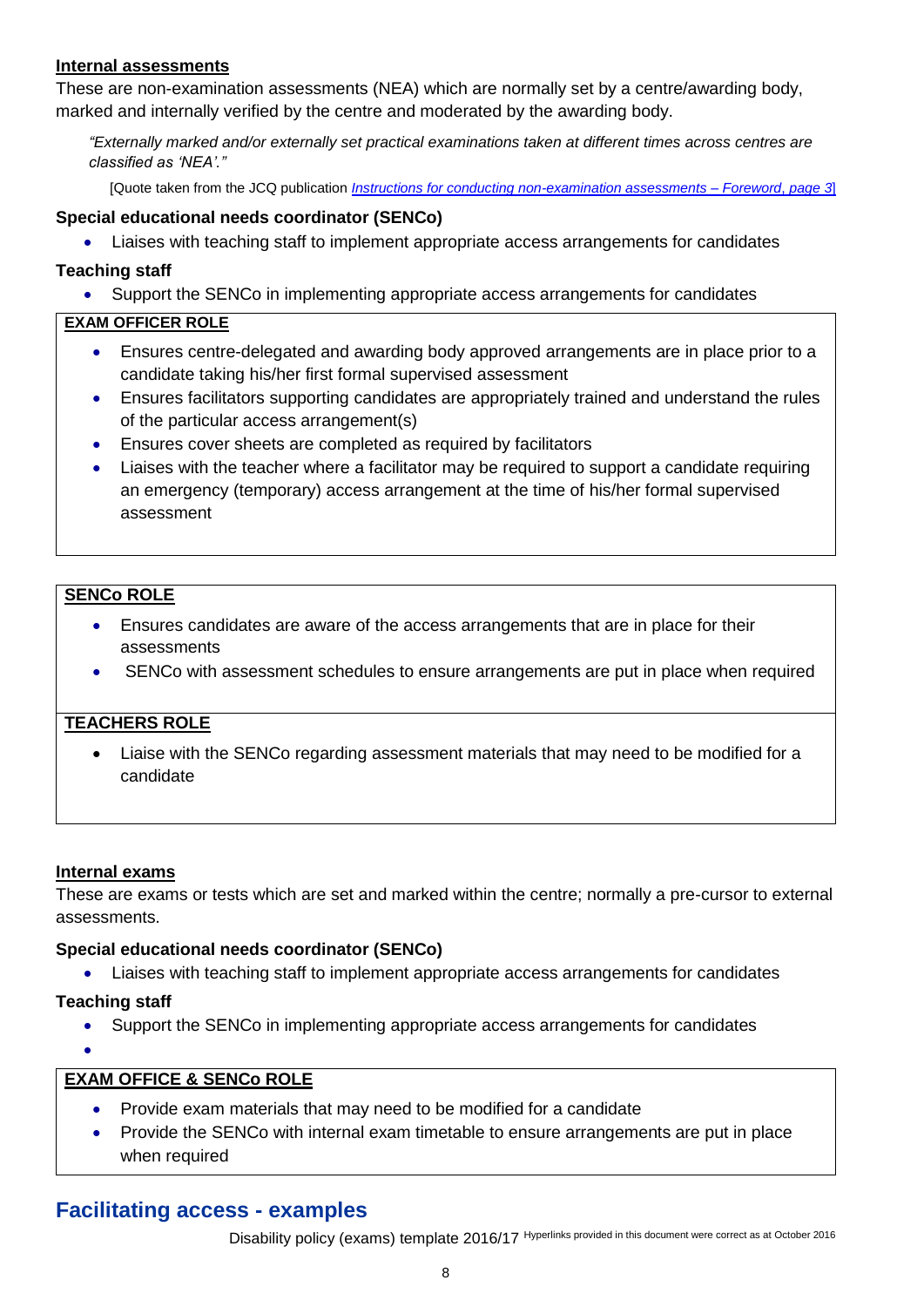**Internal assessments**

These are non-examination assessments (NEA) which are normally set by a centre/awarding body, marked and internally verified by the centre and moderated by the awarding body.

> *"Externally marked and/or externally set practical examinations taken at different times across centres are classified as 'NEA'."*
>
> [Quote taken from the JCQ publication *Instructions for conducting non-examination assessments – Foreword, page 3*]

**Special educational needs coordinator (SENCo)**

- Liaises with teaching staff to implement appropriate access arrangements for candidates

**Teaching staff**

- Support the SENCo in implementing appropriate access arrangements for candidates

**EXAM OFFICER ROLE**

- Ensures centre-delegated and awarding body approved arrangements are in place prior to a candidate taking his/her first formal supervised assessment
- Ensures facilitators supporting candidates are appropriately trained and understand the rules of the particular access arrangement(s)
- Ensures cover sheets are completed as required by facilitators
- Liaises with the teacher where a facilitator may be required to support a candidate requiring an emergency (temporary) access arrangement at the time of his/her formal supervised assessment

**SENCo ROLE**

- Ensures candidates are aware of the access arrangements that are in place for their assessments
- SENCo with assessment schedules to ensure arrangements are put in place when required

**TEACHERS ROLE**

- Liaise with the SENCo regarding assessment materials that may need to be modified for a candidate

**Internal exams**

These are exams or tests which are set and marked within the centre; normally a pre-cursor to external assessments.

**Special educational needs coordinator (SENCo)**

- Liaises with teaching staff to implement appropriate access arrangements for candidates

**Teaching staff**

- Support the SENCo in implementing appropriate access arrangements for candidates

**EXAM OFFICE & SENCo ROLE**

- Provide exam materials that may need to be modified for a candidate
- Provide the SENCo with internal exam timetable to ensure arrangements are put in place when required

## Facilitating access - examples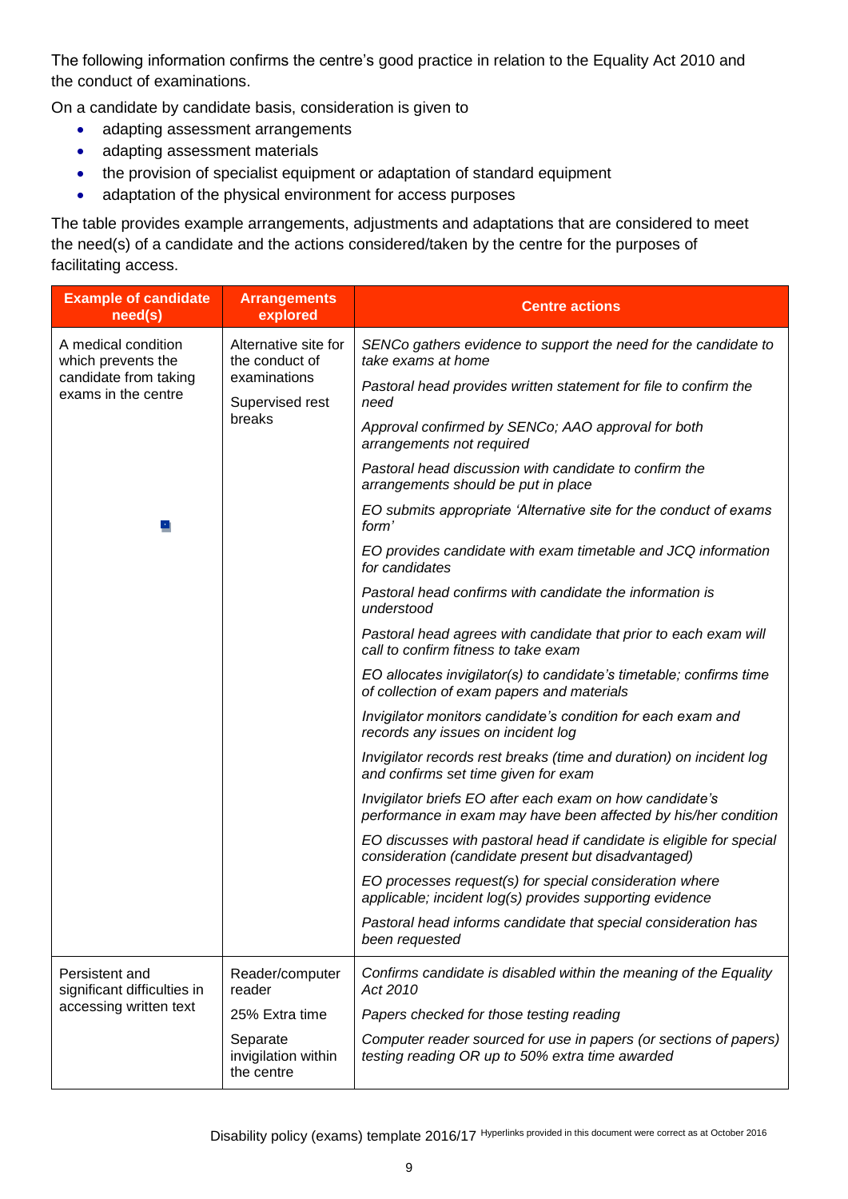The following information confirms the centre's good practice in relation to the Equality Act 2010 and the conduct of examinations.

On a candidate by candidate basis, consideration is given to

- adapting assessment arrangements
- adapting assessment materials
- the provision of specialist equipment or adaptation of standard equipment
- adaptation of the physical environment for access purposes

The table provides example arrangements, adjustments and adaptations that are considered to meet the need(s) of a candidate and the actions considered/taken by the centre for the purposes of facilitating access.

| Example of candidate need(s) | Arrangements explored | Centre actions |
|---|---|---|
| A medical condition which prevents the candidate from taking exams in the centre | Alternative site for the conduct of examinations<br><br>Supervised rest breaks | *SENCo gathers evidence to support the need for the candidate to take exams at home*<br><br>*Pastoral head provides written statement for file to confirm the need*<br><br>*Approval confirmed by SENCo; AAO approval for both arrangements not required*<br><br>*Pastoral head discussion with candidate to confirm the arrangements should be put in place*<br><br>*EO submits appropriate 'Alternative site for the conduct of exams form'*<br><br>*EO provides candidate with exam timetable and JCQ information for candidates*<br><br>*Pastoral head confirms with candidate the information is understood*<br><br>*Pastoral head agrees with candidate that prior to each exam will call to confirm fitness to take exam*<br><br>*EO allocates invigilator(s) to candidate's timetable; confirms time of collection of exam papers and materials*<br><br>*Invigilator monitors candidate's condition for each exam and records any issues on incident log*<br><br>*Invigilator records rest breaks (time and duration) on incident log and confirms set time given for exam*<br><br>*Invigilator briefs EO after each exam on how candidate's performance in exam may have been affected by his/her condition*<br><br>*EO discusses with pastoral head if candidate is eligible for special consideration (candidate present but disadvantaged)*<br><br>*EO processes request(s) for special consideration where applicable; incident log(s) provides supporting evidence*<br><br>*Pastoral head informs candidate that special consideration has been requested* |
| Persistent and significant difficulties in accessing written text | Reader/computer reader<br><br>25% Extra time<br><br>Separate invigilation within the centre | *Confirms candidate is disabled within the meaning of the Equality Act 2010*<br><br>*Papers checked for those testing reading*<br><br>*Computer reader sourced for use in papers (or sections of papers) testing reading OR up to 50% extra time awarded* |

Disability policy (exams) template 2016/17 Hyperlinks provided in this document were correct as at October 2016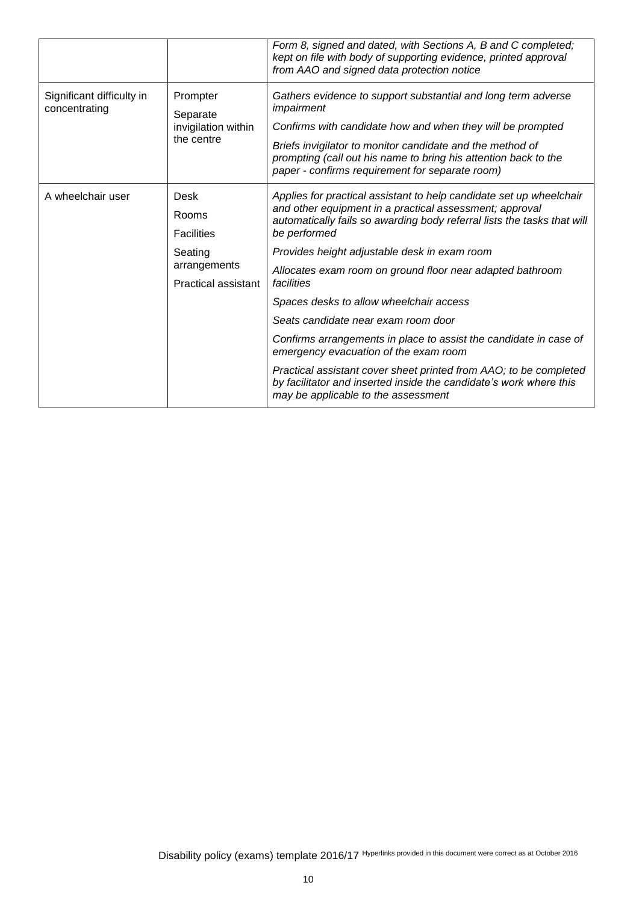| | | |
|---|---|---|
| | | *Form 8, signed and dated, with Sections A, B and C completed; kept on file with body of supporting evidence, printed approval from AAO and signed data protection notice* |
| Significant difficulty in concentrating | Prompter<br><br>Separate invigilation within the centre | *Gathers evidence to support substantial and long term adverse impairment*<br><br>*Confirms with candidate how and when they will be prompted*<br><br>*Briefs invigilator to monitor candidate and the method of prompting (call out his name to bring his attention back to the paper - confirms requirement for separate room)* |
| A wheelchair user | Desk<br><br>Rooms<br><br>Facilities<br><br>Seating arrangements<br><br>Practical assistant | *Applies for practical assistant to help candidate set up wheelchair and other equipment in a practical assessment; approval automatically fails so awarding body referral lists the tasks that will be performed*<br><br>*Provides height adjustable desk in exam room*<br><br>*Allocates exam room on ground floor near adapted bathroom facilities*<br><br>*Spaces desks to allow wheelchair access*<br><br>*Seats candidate near exam room door*<br><br>*Confirms arrangements in place to assist the candidate in case of emergency evacuation of the exam room*<br><br>*Practical assistant cover sheet printed from AAO; to be completed by facilitator and inserted inside the candidate's work where this may be applicable to the assessment* |